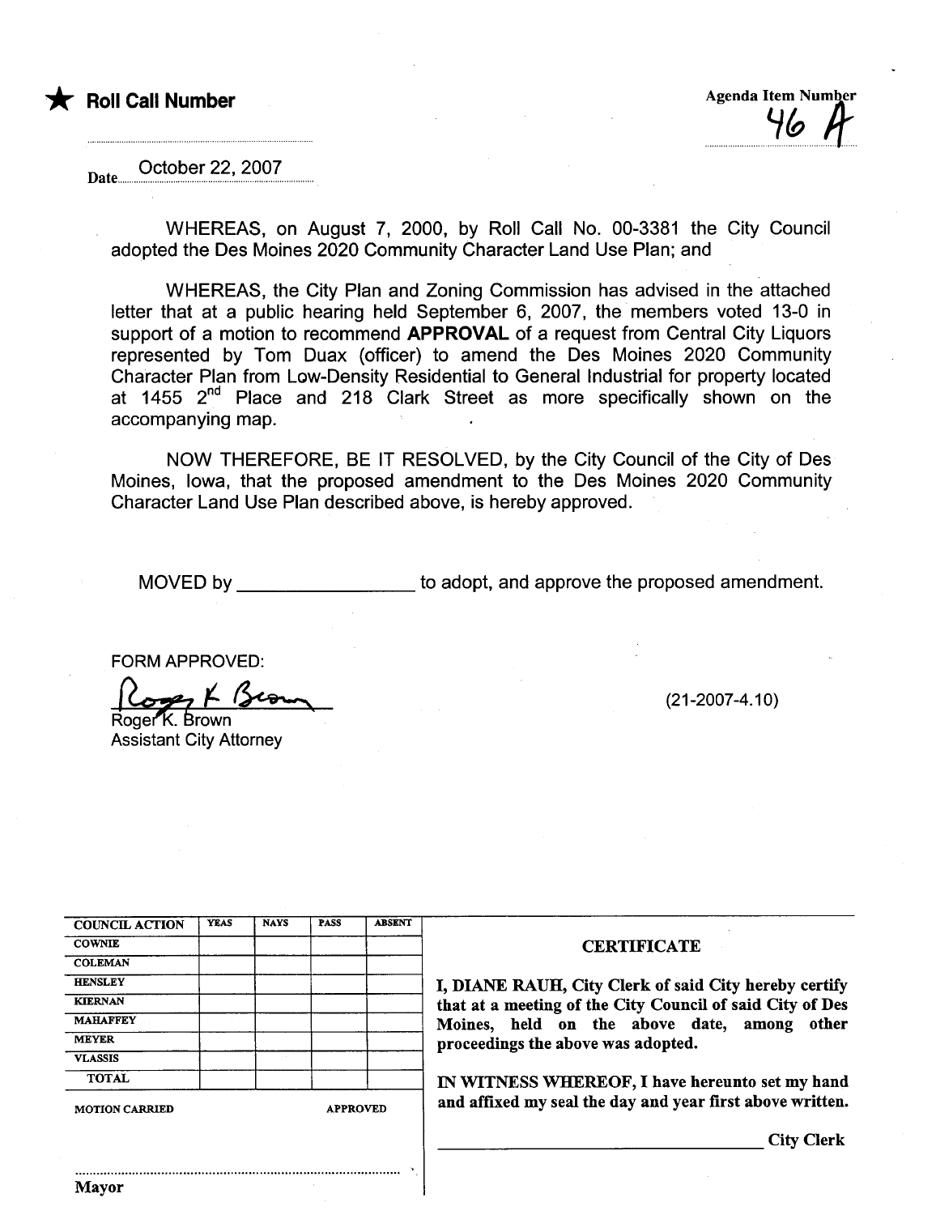★ **Roll Call Number**

Agenda Item Number
46 A

Date October 22, 2007

WHEREAS, on August 7, 2000, by Roll Call No. 00-3381 the City Council adopted the Des Moines 2020 Community Character Land Use Plan; and

WHEREAS, the City Plan and Zoning Commission has advised in the attached letter that at a public hearing held September 6, 2007, the members voted 13-0 in support of a motion to recommend **APPROVAL** of a request from Central City Liquors represented by Tom Duax (officer) to amend the Des Moines 2020 Community Character Plan from Low-Density Residential to General Industrial for property located at 1455 2nd Place and 218 Clark Street as more specifically shown on the accompanying map.

NOW THEREFORE, BE IT RESOLVED, by the City Council of the City of Des Moines, Iowa, that the proposed amendment to the Des Moines 2020 Community Character Land Use Plan described above, is hereby approved.

MOVED by ________________ to adopt, and approve the proposed amendment.

FORM APPROVED:

Roger K. Brown
Assistant City Attorney

(21-2007-4.10)

| COUNCIL ACTION | YEAS | NAYS | PASS | ABSENT |
|---|---|---|---|---|
| COWNIE | | | | |
| COLEMAN | | | | |
| HENSLEY | | | | |
| KIERNAN | | | | |
| MAHAFFEY | | | | |
| MEYER | | | | |
| VLASSIS | | | | |
| TOTAL | | | | |

MOTION CARRIED APPROVED

Mayor

**CERTIFICATE**

**I, DIANE RAUH, City Clerk of said City hereby certify that at a meeting of the City Council of said City of Des Moines, held on the above date, among other proceedings the above was adopted.**

**IN WITNESS WHEREOF, I have hereunto set my hand and affixed my seal the day and year first above written.**

________________ **City Clerk**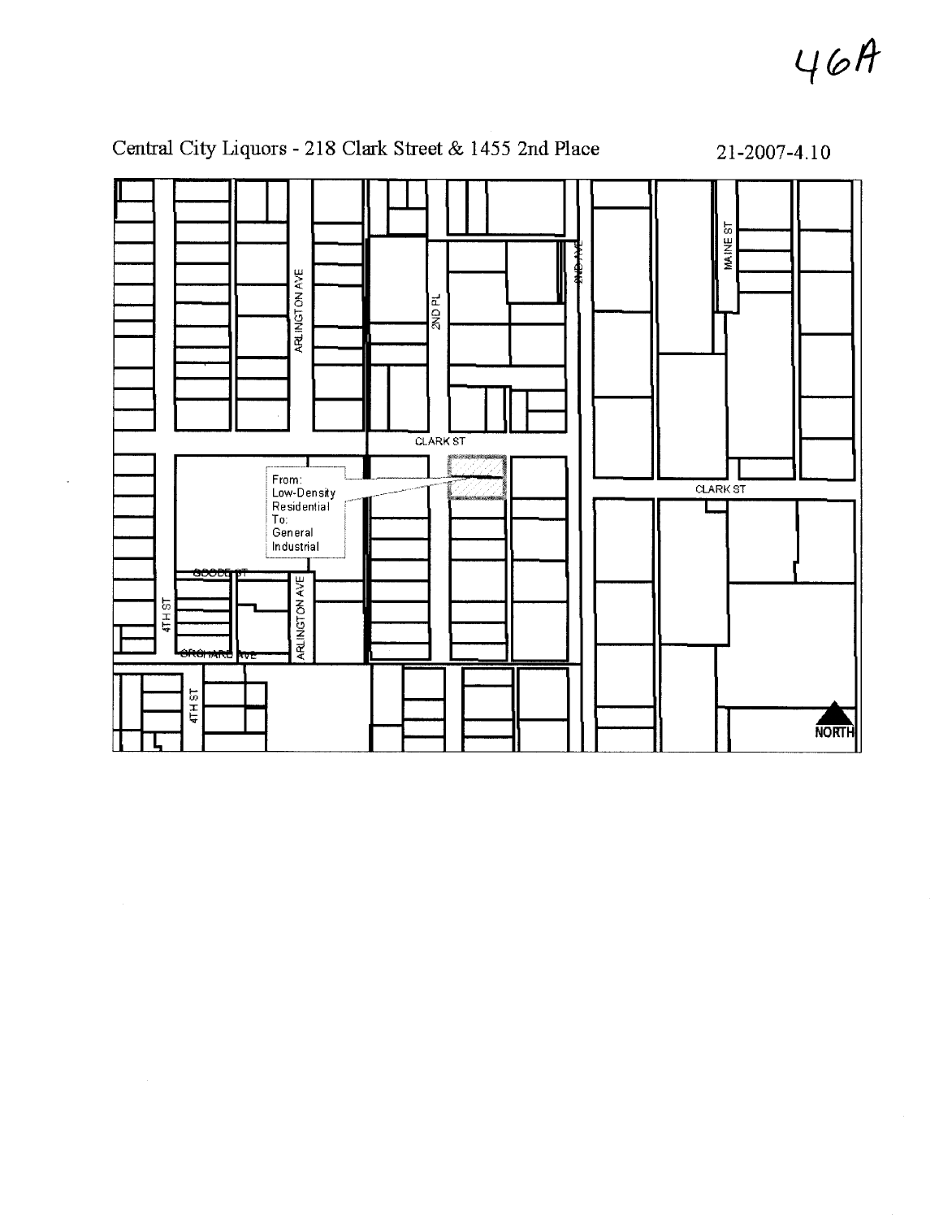46A

Central City Liquors - 218 Clark Street & 1455 2nd Place

21-2007-4.10

ARLINGTON AVE

2ND PL

2ND AVE

MAINE ST

CLARK ST

CLARK ST

From:
Low-Density
Residential
To:
General
Industrial

GOODE ST

4TH ST

ARLINGTON AVE

ORCHARD AVE

4TH ST

NORTH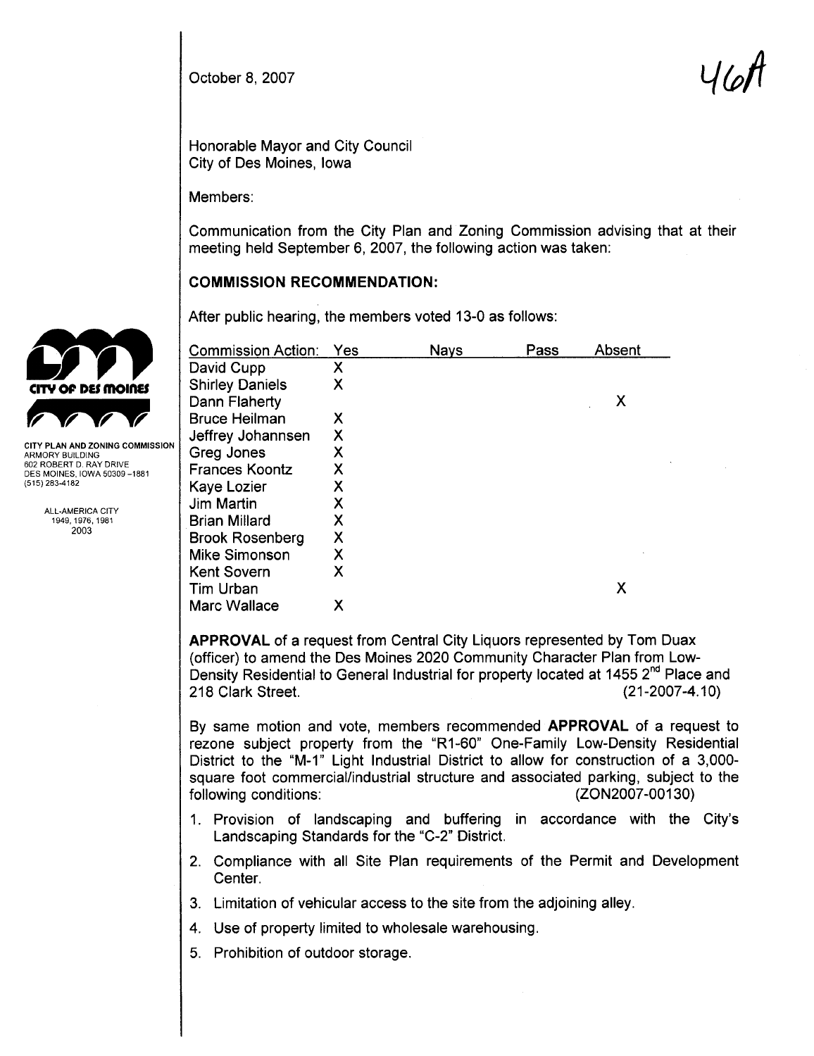October 8, 2007

46A

Honorable Mayor and City Council
City of Des Moines, Iowa

Members:

Communication from the City Plan and Zoning Commission advising that at their meeting held September 6, 2007, the following action was taken:

CITY PLAN AND ZONING COMMISSION
ARMORY BUILDING
602 ROBERT D. RAY DRIVE
DES MOINES, IOWA 50309-1881
(515) 283-4182

ALL-AMERICA CITY
1949, 1976, 1981
2003

## COMMISSION RECOMMENDATION:

After public hearing, the members voted 13-0 as follows:

| Commission Action: | Yes | Nays | Pass | Absent |
|---|---|---|---|---|
| David Cupp | X | | | |
| Shirley Daniels | X | | | |
| Dann Flaherty | | | | X |
| Bruce Heilman | X | | | |
| Jeffrey Johannsen | X | | | |
| Greg Jones | X | | | |
| Frances Koontz | X | | | |
| Kaye Lozier | X | | | |
| Jim Martin | X | | | |
| Brian Millard | X | | | |
| Brook Rosenberg | X | | | |
| Mike Simonson | X | | | |
| Kent Sovern | X | | | |
| Tim Urban | | | | X |
| Marc Wallace | X | | | |

**APPROVAL** of a request from Central City Liquors represented by Tom Duax (officer) to amend the Des Moines 2020 Community Character Plan from Low-Density Residential to General Industrial for property located at 1455 2nd Place and 218 Clark Street. (21-2007-4.10)

By same motion and vote, members recommended **APPROVAL** of a request to rezone subject property from the "R1-60" One-Family Low-Density Residential District to the "M-1" Light Industrial District to allow for construction of a 3,000-square foot commercial/industrial structure and associated parking, subject to the following conditions: (ZON2007-00130)

1. Provision of landscaping and buffering in accordance with the City's Landscaping Standards for the "C-2" District.
2. Compliance with all Site Plan requirements of the Permit and Development Center.
3. Limitation of vehicular access to the site from the adjoining alley.
4. Use of property limited to wholesale warehousing.
5. Prohibition of outdoor storage.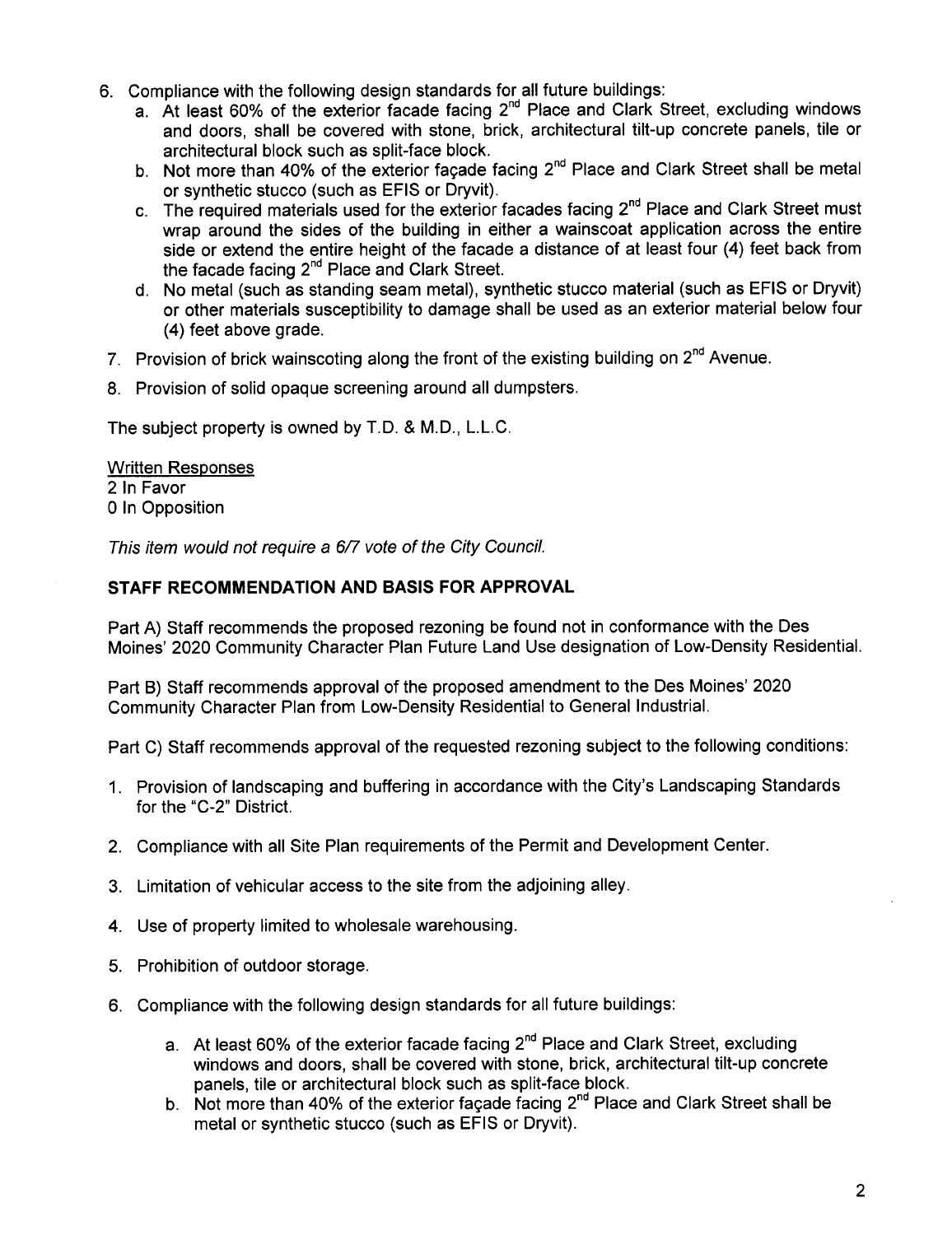6. Compliance with the following design standards for all future buildings:
   a. At least 60% of the exterior facade facing 2nd Place and Clark Street, excluding windows and doors, shall be covered with stone, brick, architectural tilt-up concrete panels, tile or architectural block such as split-face block.
   b. Not more than 40% of the exterior façade facing 2nd Place and Clark Street shall be metal or synthetic stucco (such as EFIS or Dryvit).
   c. The required materials used for the exterior facades facing 2nd Place and Clark Street must wrap around the sides of the building in either a wainscoat application across the entire side or extend the entire height of the facade a distance of at least four (4) feet back from the facade facing 2nd Place and Clark Street.
   d. No metal (such as standing seam metal), synthetic stucco material (such as EFIS or Dryvit) or other materials susceptibility to damage shall be used as an exterior material below four (4) feet above grade.
7. Provision of brick wainscoting along the front of the existing building on 2nd Avenue.
8. Provision of solid opaque screening around all dumpsters.

The subject property is owned by T.D. & M.D., L.L.C.

Written Responses
2 In Favor
0 In Opposition

*This item would not require a 6/7 vote of the City Council.*

**STAFF RECOMMENDATION AND BASIS FOR APPROVAL**

Part A) Staff recommends the proposed rezoning be found not in conformance with the Des Moines' 2020 Community Character Plan Future Land Use designation of Low-Density Residential.

Part B) Staff recommends approval of the proposed amendment to the Des Moines' 2020 Community Character Plan from Low-Density Residential to General Industrial.

Part C) Staff recommends approval of the requested rezoning subject to the following conditions:

1. Provision of landscaping and buffering in accordance with the City's Landscaping Standards for the "C-2" District.
2. Compliance with all Site Plan requirements of the Permit and Development Center.
3. Limitation of vehicular access to the site from the adjoining alley.
4. Use of property limited to wholesale warehousing.
5. Prohibition of outdoor storage.
6. Compliance with the following design standards for all future buildings:
   a. At least 60% of the exterior facade facing 2nd Place and Clark Street, excluding windows and doors, shall be covered with stone, brick, architectural tilt-up concrete panels, tile or architectural block such as split-face block.
   b. Not more than 40% of the exterior façade facing 2nd Place and Clark Street shall be metal or synthetic stucco (such as EFIS or Dryvit).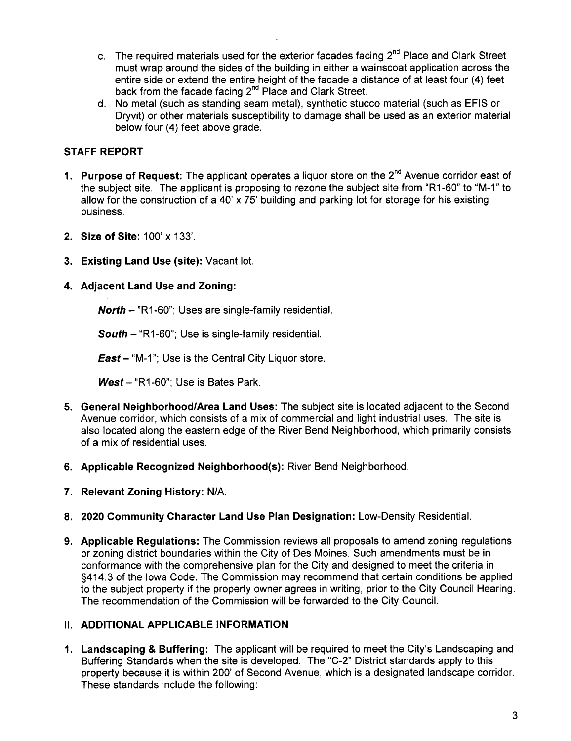c. The required materials used for the exterior facades facing 2nd Place and Clark Street must wrap around the sides of the building in either a wainscoat application across the entire side or extend the entire height of the facade a distance of at least four (4) feet back from the facade facing 2nd Place and Clark Street.

d. No metal (such as standing seam metal), synthetic stucco material (such as EFIS or Dryvit) or other materials susceptibility to damage shall be used as an exterior material below four (4) feet above grade.

**STAFF REPORT**

1. **Purpose of Request:** The applicant operates a liquor store on the 2nd Avenue corridor east of the subject site. The applicant is proposing to rezone the subject site from "R1-60" to "M-1" to allow for the construction of a 40' x 75' building and parking lot for storage for his existing business.

2. **Size of Site:** 100' x 133'.

3. **Existing Land Use (site):** Vacant lot.

4. **Adjacent Land Use and Zoning:**

   ***North*** – "R1-60"; Uses are single-family residential.

   ***South*** – "R1-60"; Use is single-family residential.

   ***East*** – "M-1"; Use is the Central City Liquor store.

   ***West*** – "R1-60"; Use is Bates Park.

5. **General Neighborhood/Area Land Uses:** The subject site is located adjacent to the Second Avenue corridor, which consists of a mix of commercial and light industrial uses. The site is also located along the eastern edge of the River Bend Neighborhood, which primarily consists of a mix of residential uses.

6. **Applicable Recognized Neighborhood(s):** River Bend Neighborhood.

7. **Relevant Zoning History:** N/A.

8. **2020 Community Character Land Use Plan Designation:** Low-Density Residential.

9. **Applicable Regulations:** The Commission reviews all proposals to amend zoning regulations or zoning district boundaries within the City of Des Moines. Such amendments must be in conformance with the comprehensive plan for the City and designed to meet the criteria in §414.3 of the Iowa Code. The Commission may recommend that certain conditions be applied to the subject property if the property owner agrees in writing, prior to the City Council Hearing. The recommendation of the Commission will be forwarded to the City Council.

## II. ADDITIONAL APPLICABLE INFORMATION

1. **Landscaping & Buffering:** The applicant will be required to meet the City's Landscaping and Buffering Standards when the site is developed. The "C-2" District standards apply to this property because it is within 200' of Second Avenue, which is a designated landscape corridor. These standards include the following: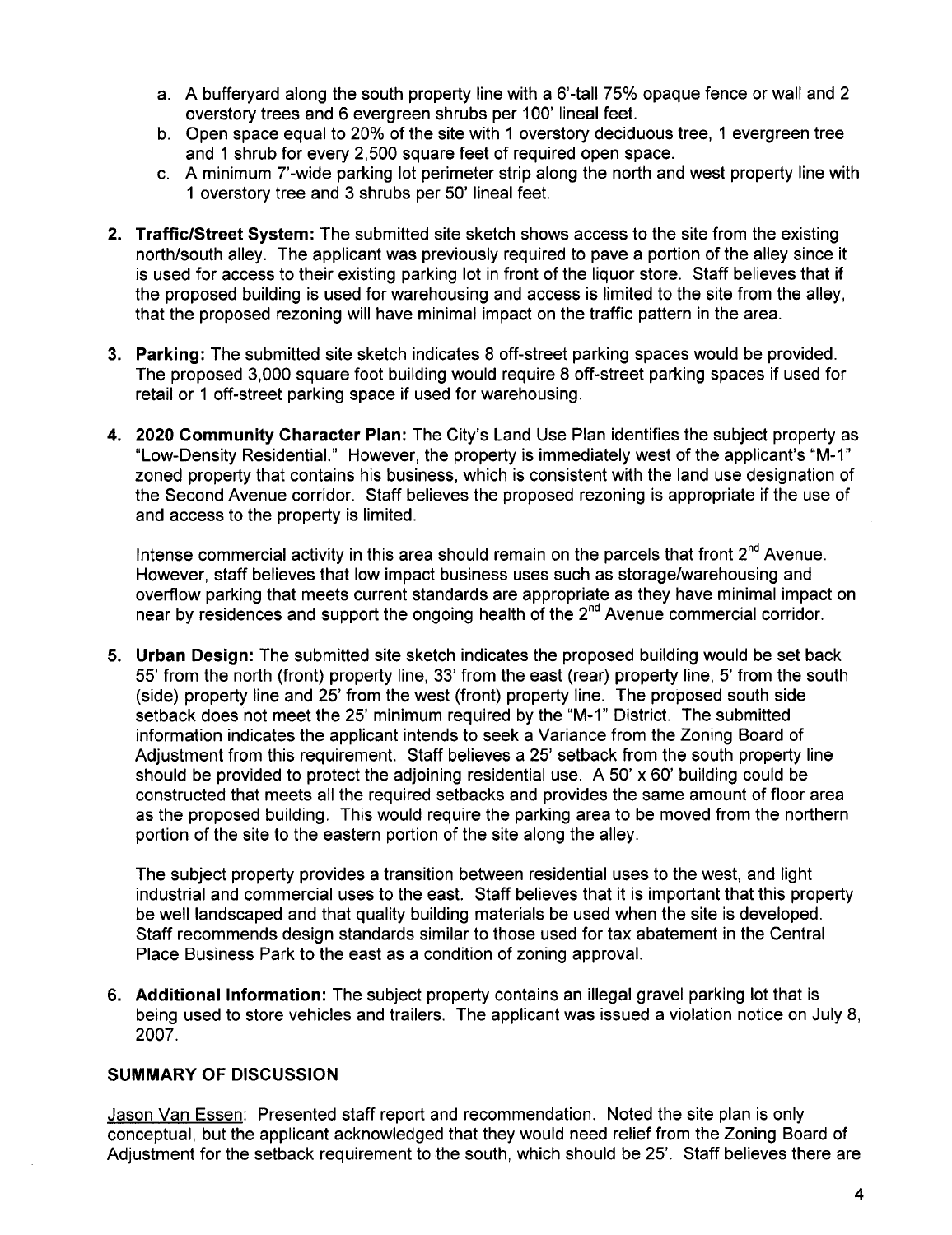a. A bufferyard along the south property line with a 6'-tall 75% opaque fence or wall and 2 overstory trees and 6 evergreen shrubs per 100' lineal feet.
b. Open space equal to 20% of the site with 1 overstory deciduous tree, 1 evergreen tree and 1 shrub for every 2,500 square feet of required open space.
c. A minimum 7'-wide parking lot perimeter strip along the north and west property line with 1 overstory tree and 3 shrubs per 50' lineal feet.

2. **Traffic/Street System:** The submitted site sketch shows access to the site from the existing north/south alley. The applicant was previously required to pave a portion of the alley since it is used for access to their existing parking lot in front of the liquor store. Staff believes that if the proposed building is used for warehousing and access is limited to the site from the alley, that the proposed rezoning will have minimal impact on the traffic pattern in the area.

3. **Parking:** The submitted site sketch indicates 8 off-street parking spaces would be provided. The proposed 3,000 square foot building would require 8 off-street parking spaces if used for retail or 1 off-street parking space if used for warehousing.

4. **2020 Community Character Plan:** The City's Land Use Plan identifies the subject property as "Low-Density Residential." However, the property is immediately west of the applicant's "M-1" zoned property that contains his business, which is consistent with the land use designation of the Second Avenue corridor. Staff believes the proposed rezoning is appropriate if the use of and access to the property is limited.

   Intense commercial activity in this area should remain on the parcels that front 2nd Avenue. However, staff believes that low impact business uses such as storage/warehousing and overflow parking that meets current standards are appropriate as they have minimal impact on near by residences and support the ongoing health of the 2nd Avenue commercial corridor.

5. **Urban Design:** The submitted site sketch indicates the proposed building would be set back 55' from the north (front) property line, 33' from the east (rear) property line, 5' from the south (side) property line and 25' from the west (front) property line. The proposed south side setback does not meet the 25' minimum required by the "M-1" District. The submitted information indicates the applicant intends to seek a Variance from the Zoning Board of Adjustment from this requirement. Staff believes a 25' setback from the south property line should be provided to protect the adjoining residential use. A 50' x 60' building could be constructed that meets all the required setbacks and provides the same amount of floor area as the proposed building. This would require the parking area to be moved from the northern portion of the site to the eastern portion of the site along the alley.

   The subject property provides a transition between residential uses to the west, and light industrial and commercial uses to the east. Staff believes that it is important that this property be well landscaped and that quality building materials be used when the site is developed. Staff recommends design standards similar to those used for tax abatement in the Central Place Business Park to the east as a condition of zoning approval.

6. **Additional Information:** The subject property contains an illegal gravel parking lot that is being used to store vehicles and trailers. The applicant was issued a violation notice on July 8, 2007.

## SUMMARY OF DISCUSSION

Jason Van Essen: Presented staff report and recommendation. Noted the site plan is only conceptual, but the applicant acknowledged that they would need relief from the Zoning Board of Adjustment for the setback requirement to the south, which should be 25'. Staff believes there are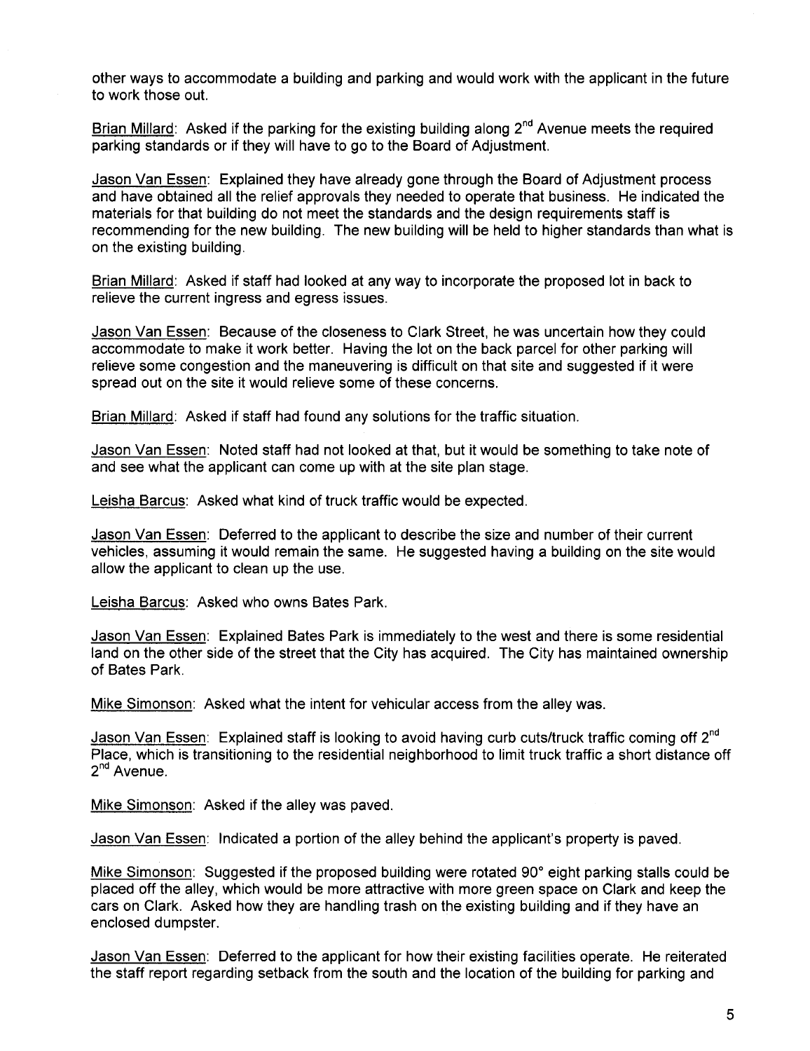other ways to accommodate a building and parking and would work with the applicant in the future to work those out.

Brian Millard: Asked if the parking for the existing building along 2nd Avenue meets the required parking standards or if they will have to go to the Board of Adjustment.

Jason Van Essen: Explained they have already gone through the Board of Adjustment process and have obtained all the relief approvals they needed to operate that business. He indicated the materials for that building do not meet the standards and the design requirements staff is recommending for the new building. The new building will be held to higher standards than what is on the existing building.

Brian Millard: Asked if staff had looked at any way to incorporate the proposed lot in back to relieve the current ingress and egress issues.

Jason Van Essen: Because of the closeness to Clark Street, he was uncertain how they could accommodate to make it work better. Having the lot on the back parcel for other parking will relieve some congestion and the maneuvering is difficult on that site and suggested if it were spread out on the site it would relieve some of these concerns.

Brian Millard: Asked if staff had found any solutions for the traffic situation.

Jason Van Essen: Noted staff had not looked at that, but it would be something to take note of and see what the applicant can come up with at the site plan stage.

Leisha Barcus: Asked what kind of truck traffic would be expected.

Jason Van Essen: Deferred to the applicant to describe the size and number of their current vehicles, assuming it would remain the same. He suggested having a building on the site would allow the applicant to clean up the use.

Leisha Barcus: Asked who owns Bates Park.

Jason Van Essen: Explained Bates Park is immediately to the west and there is some residential land on the other side of the street that the City has acquired. The City has maintained ownership of Bates Park.

Mike Simonson: Asked what the intent for vehicular access from the alley was.

Jason Van Essen: Explained staff is looking to avoid having curb cuts/truck traffic coming off 2nd Place, which is transitioning to the residential neighborhood to limit truck traffic a short distance off 2nd Avenue.

Mike Simonson: Asked if the alley was paved.

Jason Van Essen: Indicated a portion of the alley behind the applicant's property is paved.

Mike Simonson: Suggested if the proposed building were rotated 90° eight parking stalls could be placed off the alley, which would be more attractive with more green space on Clark and keep the cars on Clark. Asked how they are handling trash on the existing building and if they have an enclosed dumpster.

Jason Van Essen: Deferred to the applicant for how their existing facilities operate. He reiterated the staff report regarding setback from the south and the location of the building for parking and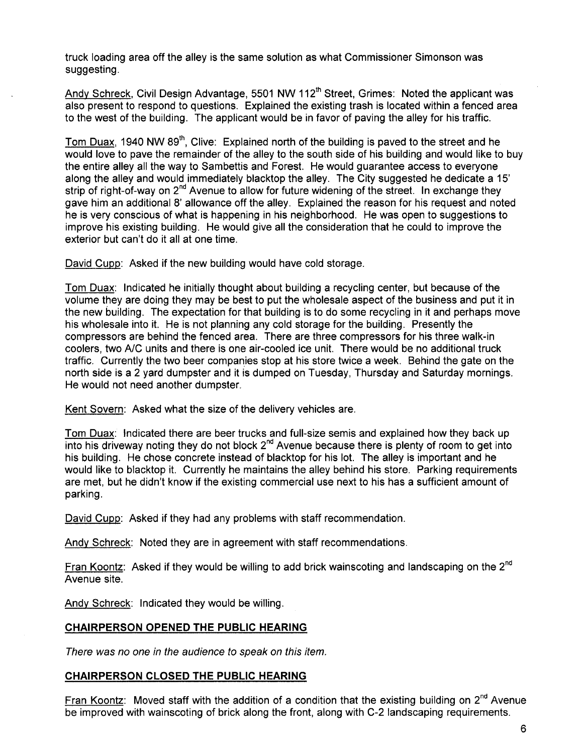truck loading area off the alley is the same solution as what Commissioner Simonson was suggesting.

Andy Schreck, Civil Design Advantage, 5501 NW 112th Street, Grimes: Noted the applicant was also present to respond to questions. Explained the existing trash is located within a fenced area to the west of the building. The applicant would be in favor of paving the alley for his traffic.

Tom Duax, 1940 NW 89th, Clive: Explained north of the building is paved to the street and he would love to pave the remainder of the alley to the south side of his building and would like to buy the entire alley all the way to Sambettis and Forest. He would guarantee access to everyone along the alley and would immediately blacktop the alley. The City suggested he dedicate a 15' strip of right-of-way on 2nd Avenue to allow for future widening of the street. In exchange they gave him an additional 8' allowance off the alley. Explained the reason for his request and noted he is very conscious of what is happening in his neighborhood. He was open to suggestions to improve his existing building. He would give all the consideration that he could to improve the exterior but can't do it all at one time.

David Cupp: Asked if the new building would have cold storage.

Tom Duax: Indicated he initially thought about building a recycling center, but because of the volume they are doing they may be best to put the wholesale aspect of the business and put it in the new building. The expectation for that building is to do some recycling in it and perhaps move his wholesale into it. He is not planning any cold storage for the building. Presently the compressors are behind the fenced area. There are three compressors for his three walk-in coolers, two A/C units and there is one air-cooled ice unit. There would be no additional truck traffic. Currently the two beer companies stop at his store twice a week. Behind the gate on the north side is a 2 yard dumpster and it is dumped on Tuesday, Thursday and Saturday mornings. He would not need another dumpster.

Kent Sovern: Asked what the size of the delivery vehicles are.

Tom Duax: Indicated there are beer trucks and full-size semis and explained how they back up into his driveway noting they do not block 2nd Avenue because there is plenty of room to get into his building. He chose concrete instead of blacktop for his lot. The alley is important and he would like to blacktop it. Currently he maintains the alley behind his store. Parking requirements are met, but he didn't know if the existing commercial use next to his has a sufficient amount of parking.

David Cupp: Asked if they had any problems with staff recommendation.

Andy Schreck: Noted they are in agreement with staff recommendations.

Fran Koontz: Asked if they would be willing to add brick wainscoting and landscaping on the 2nd Avenue site.

Andy Schreck: Indicated they would be willing.

**CHAIRPERSON OPENED THE PUBLIC HEARING**

*There was no one in the audience to speak on this item.*

**CHAIRPERSON CLOSED THE PUBLIC HEARING**

Fran Koontz: Moved staff with the addition of a condition that the existing building on 2nd Avenue be improved with wainscoting of brick along the front, along with C-2 landscaping requirements.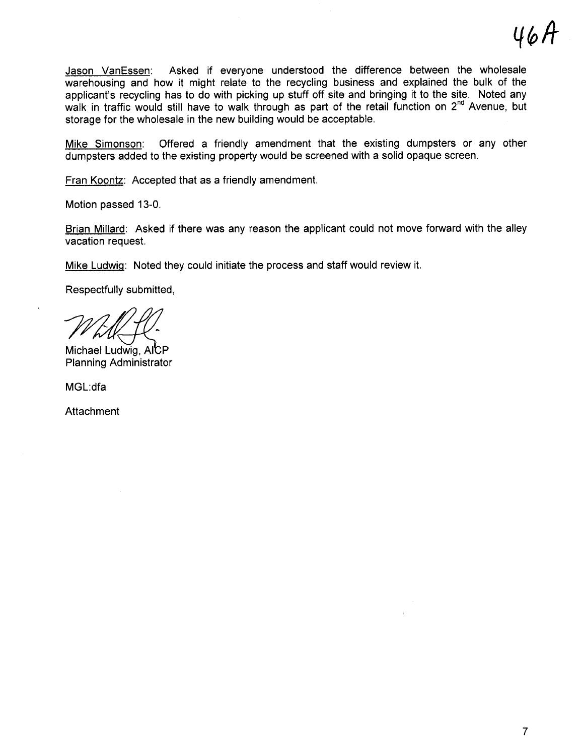46A

Jason VanEssen: Asked if everyone understood the difference between the wholesale warehousing and how it might relate to the recycling business and explained the bulk of the applicant's recycling has to do with picking up stuff off site and bringing it to the site. Noted any walk in traffic would still have to walk through as part of the retail function on 2nd Avenue, but storage for the wholesale in the new building would be acceptable.

Mike Simonson: Offered a friendly amendment that the existing dumpsters or any other dumpsters added to the existing property would be screened with a solid opaque screen.

Fran Koontz: Accepted that as a friendly amendment.

Motion passed 13-0.

Brian Millard: Asked if there was any reason the applicant could not move forward with the alley vacation request.

Mike Ludwig: Noted they could initiate the process and staff would review it.

Respectfully submitted,

Michael Ludwig, AICP
Planning Administrator

MGL:dfa

Attachment